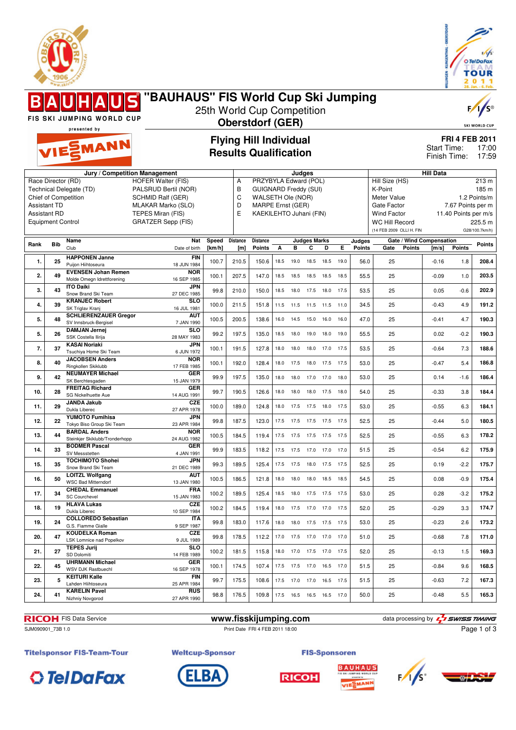# "BAUHAUS" FIS World Cup Ski Jumping

25th World Cup Competition

**Oberstdorf (GER)**

FIS SKI JUMPING WORLD CUP presented by VIESMANN

## Flying Hill Individual
## Results Qualification

**FRI 4 FEB 2011**
Start Time: 17:00
Finish Time: 17:59

| Jury / Competition Management | | Judges | | Hill Data | |
|---|---|---|---|---|---|
| Race Director (RD) | HOFER Walter (FIS) | A | PRZYBYLA Edward (POL) | Hill Size (HS) | 213 m |
| Technical Delegate (TD) | PALSRUD Bertil (NOR) | B | GUIGNARD Freddy (SUI) | K-Point | 185 m |
| Chief of Competition | SCHMID Ralf (GER) | C | WALSETH Ole (NOR) | Meter Value | 1.2 Points/m |
| Assistant TD | MLAKAR Marko (SLO) | D | MARPE Ernst (GER) | Gate Factor | 7.67 Points per m |
| Assistant RD | TEPES Miran (FIS) | E | KAEKILEHTO Juhani (FIN) | Wind Factor | 11.40 Points per m/s |
| Equipment Control | GRATZER Sepp (FIS) | | | WC Hill Record | 225.5 m |
| | | | | (14 FEB 2009 OLLI H. FIN | G28/100.7km/h) |

| Rank | Bib | Name / Club | Nat / Date of birth | Speed [km/h] | Distance [m] | Distance Points | A | B | C | D | E | Judges Points | Gate | Gate Points | Wind [m/s] | Wind Points | Points |
|---|---|---|---|---|---|---|---|---|---|---|---|---|---|---|---|---|---|
| 1. | 25 | HAPPONEN Janne / Puijon Hiihtoseura | FIN / 18 JUN 1984 | 100.7 | 210.5 | 150.6 | 18.5 | 19.0 | 18.5 | 18.5 | 19.0 | 56.0 | 25 | | -0.16 | 1.8 | 208.4 |
| 2. | 49 | EVENSEN Johan Remen / Molde Omegn Idrettforening | NOR / 16 SEP 1985 | 100.1 | 207.5 | 147.0 | 18.5 | 18.5 | 18.5 | 18.5 | 18.5 | 55.5 | 25 | | -0.09 | 1.0 | 203.5 |
| 3. | 43 | ITO Daiki / Snow Brand Ski Team | JPN / 27 DEC 1985 | 99.8 | 210.0 | 150.0 | 18.5 | 18.0 | 17.5 | 18.0 | 17.5 | 53.5 | 25 | | 0.05 | -0.6 | 202.9 |
| 4. | 39 | KRANJEC Robert / SK Triglav Kranj | SLO / 16 JUL 1981 | 100.0 | 211.5 | 151.8 | 11.5 | 11.5 | 11.5 | 11.5 | 11.0 | 34.5 | 25 | | -0.43 | 4.9 | 191.2 |
| 5. | 48 | SCHLIERENZAUER Gregor / SV Innsbruck-Bergisel | AUT / 7 JAN 1990 | 100.5 | 200.5 | 138.6 | 16.0 | 14.5 | 15.0 | 16.0 | 16.0 | 47.0 | 25 | | -0.41 | 4.7 | 190.3 |
| 5. | 26 | DAMJAN Jernej / SSK Costella Ilirija | SLO / 28 MAY 1983 | 99.2 | 197.5 | 135.0 | 18.5 | 18.0 | 19.0 | 18.0 | 19.0 | 55.5 | 25 | | 0.02 | -0.2 | 190.3 |
| 7. | 37 | KASAI Noriaki / Tsuchiya Home Ski Team | JPN / 6 JUN 1972 | 100.1 | 191.5 | 127.8 | 18.0 | 18.0 | 18.0 | 17.0 | 17.5 | 53.5 | 25 | | -0.64 | 7.3 | 188.6 |
| 8. | 40 | JACOBSEN Anders / Ringkollen Skiklubb | NOR / 17 FEB 1985 | 100.1 | 192.0 | 128.4 | 18.0 | 17.5 | 18.0 | 17.5 | 17.5 | 53.0 | 25 | | -0.47 | 5.4 | 186.8 |
| 9. | 42 | NEUMAYER Michael / SK Berchtesgaden | GER / 15 JAN 1979 | 99.9 | 197.5 | 135.0 | 18.0 | 18.0 | 17.0 | 17.0 | 18.0 | 53.0 | 25 | | 0.14 | -1.6 | 186.4 |
| 10. | 28 | FREITAG Richard / SG Nickelhuette Aue | GER / 14 AUG 1991 | 99.7 | 190.5 | 126.6 | 18.0 | 18.0 | 18.0 | 17.5 | 18.0 | 54.0 | 25 | | -0.33 | 3.8 | 184.4 |
| 11. | 29 | JANDA Jakub / Dukla Liberec | CZE / 27 APR 1978 | 100.0 | 189.0 | 124.8 | 18.0 | 17.5 | 17.5 | 18.0 | 17.5 | 53.0 | 25 | | -0.55 | 6.3 | 184.1 |
| 12. | 22 | YUMOTO Fumihisa / Tokyo Biso Group Ski Team | JPN / 23 APR 1984 | 99.8 | 187.5 | 123.0 | 17.5 | 17.5 | 17.5 | 17.5 | 17.5 | 52.5 | 25 | | -0.44 | 5.0 | 180.5 |
| 13. | 44 | BARDAL Anders / Steinkjer Skiklubb/Tronderhopp | NOR / 24 AUG 1982 | 100.5 | 184.5 | 119.4 | 17.5 | 17.5 | 17.5 | 17.5 | 17.5 | 52.5 | 25 | | -0.55 | 6.3 | 178.2 |
| 14. | 33 | BODMER Pascal / SV Messstetten | GER / 4 JAN 1991 | 99.9 | 183.5 | 118.2 | 17.5 | 17.5 | 17.0 | 17.0 | 17.0 | 51.5 | 25 | | -0.54 | 6.2 | 175.9 |
| 15. | 35 | TOCHIMOTO Shohei / Snow Brand Ski Team | JPN / 21 DEC 1989 | 99.3 | 189.5 | 125.4 | 17.5 | 17.5 | 18.0 | 17.5 | 17.5 | 52.5 | 25 | | 0.19 | -2.2 | 175.7 |
| 16. | 50 | LOITZL Wolfgang / WSC Bad Mitterndorf | AUT / 13 JAN 1980 | 100.5 | 186.5 | 121.8 | 18.0 | 18.0 | 18.0 | 18.5 | 18.5 | 54.5 | 25 | | 0.08 | -0.9 | 175.4 |
| 17. | 34 | CHEDAL Emmanuel / SC Courchevel | FRA / 15 JAN 1983 | 100.2 | 189.5 | 125.4 | 18.5 | 18.0 | 17.5 | 17.5 | 17.5 | 53.0 | 25 | | 0.28 | -3.2 | 175.2 |
| 18. | 19 | HLAVA Lukas / Dukla Liberec | CZE / 10 SEP 1984 | 100.2 | 184.5 | 119.4 | 18.0 | 17.5 | 17.0 | 17.0 | 17.5 | 52.0 | 25 | | -0.29 | 3.3 | 174.7 |
| 19. | 24 | COLLOREDO Sebastian / G.S. Fiamme Gialle | ITA / 9 SEP 1987 | 99.8 | 183.0 | 117.6 | 18.0 | 18.0 | 17.5 | 17.5 | 17.5 | 53.0 | 25 | | -0.23 | 2.6 | 173.2 |
| 20. | 47 | KOUDELKA Roman / LSK Lomnice nad Popelkov | CZE / 9 JUL 1989 | 99.8 | 178.5 | 112.2 | 17.0 | 17.5 | 17.0 | 17.0 | 17.0 | 51.0 | 25 | | -0.68 | 7.8 | 171.0 |
| 21. | 27 | TEPES Jurij / SD Dolomiti | SLO / 14 FEB 1989 | 100.2 | 181.5 | 115.8 | 18.0 | 17.0 | 17.5 | 17.0 | 17.5 | 52.0 | 25 | | -0.13 | 1.5 | 169.3 |
| 22. | 45 | UHRMANN Michael / WSV DJK Rastbuechl | GER / 16 SEP 1978 | 100.1 | 174.5 | 107.4 | 17.5 | 17.5 | 17.0 | 16.5 | 17.0 | 51.5 | 25 | | -0.84 | 9.6 | 168.5 |
| 23. | 5 | KEITURI Kalle / Lahden Hiihtoseura | FIN / 25 APR 1984 | 99.7 | 175.5 | 108.6 | 17.5 | 17.0 | 17.0 | 16.5 | 17.5 | 51.5 | 25 | | -0.63 | 7.2 | 167.3 |
| 24. | 41 | KARELIN Pavel / Nizhniy Novgorod | RUS / 27 APR 1990 | 98.8 | 176.5 | 109.8 | 17.5 | 16.5 | 16.5 | 16.5 | 17.0 | 50.0 | 25 | | -0.48 | 5.5 | 165.3 |

RICOH FIS Data Service | www.fisskijumping.com | data processing by SWISS TIMING

SJM090901_73B 1.0 | Print Date FRI 4 FEB 2011 18:00

Titelsponsor FIS-Team-Tour: TelDaFax | Weltcup-Sponsor: ELBA | FIS-Sponsoren: RICOH, BAUHAUS, FIS, DSV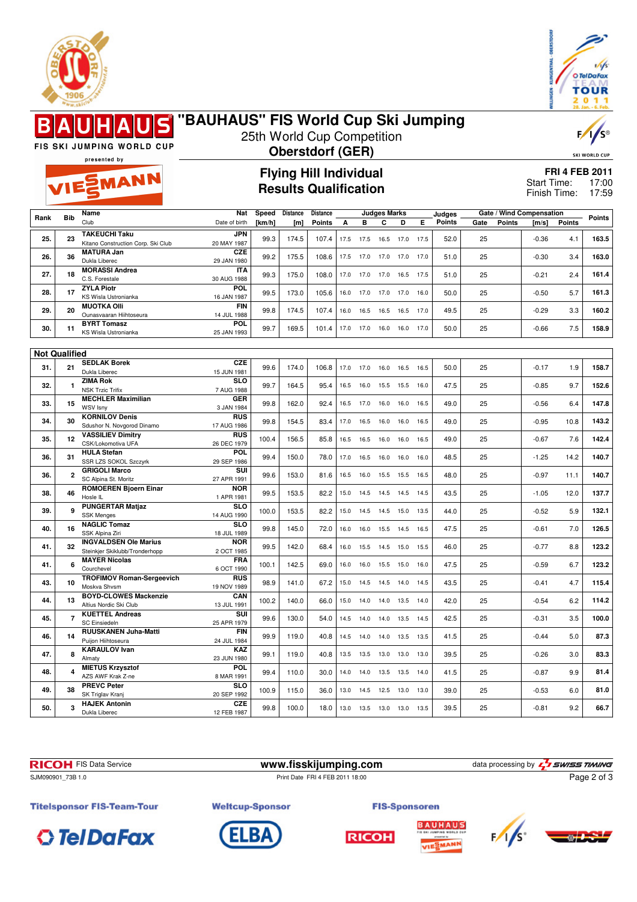# "BAUHAUS" FIS World Cup Ski Jumping

25th World Cup Competition

**Oberstdorf (GER)**

## Flying Hill Individual
## Results Qualification

**FRI 4 FEB 2011**
Start Time: 17:00
Finish Time: 17:59

| Rank | Bib | Name / Club | Nat / Date of birth | Speed [km/h] | Distance [m] | Distance Points | A | B | C | D | E | Judges Points | Gate | Gate Points | Wind [m/s] | Wind Points | Points |
|---|---|---|---|---|---|---|---|---|---|---|---|---|---|---|---|---|---|
| 25. | 23 | TAKEUCHI Taku / Kitano Construction Corp. Ski Club | JPN / 20 MAY 1987 | 99.3 | 174.5 | 107.4 | 17.5 | 17.5 | 16.5 | 17.0 | 17.5 | 52.0 | 25 | | -0.36 | 4.1 | 163.5 |
| 26. | 36 | MATURA Jan / Dukla Liberec | CZE / 29 JAN 1980 | 99.2 | 175.5 | 108.6 | 17.5 | 17.0 | 17.0 | 17.0 | 17.0 | 51.0 | 25 | | -0.30 | 3.4 | 163.0 |
| 27. | 18 | MORASSI Andrea / C.S. Forestale | ITA / 30 AUG 1988 | 99.3 | 175.0 | 108.0 | 17.0 | 17.0 | 17.0 | 16.5 | 17.5 | 51.0 | 25 | | -0.21 | 2.4 | 161.4 |
| 28. | 17 | ZYLA Piotr / KS Wisla Ustronianka | POL / 16 JAN 1987 | 99.5 | 173.0 | 105.6 | 16.0 | 17.0 | 17.0 | 17.0 | 16.0 | 50.0 | 25 | | -0.50 | 5.7 | 161.3 |
| 29. | 20 | MUOTKA Olli / Ounasvaaran Hiihtoseura | FIN / 14 JUL 1988 | 99.8 | 174.5 | 107.4 | 16.0 | 16.5 | 16.5 | 16.5 | 17.0 | 49.5 | 25 | | -0.29 | 3.3 | 160.2 |
| 30. | 11 | BYRT Tomasz / KS Wisla Ustronianka | POL / 25 JAN 1993 | 99.7 | 169.5 | 101.4 | 17.0 | 17.0 | 16.0 | 16.0 | 17.0 | 50.0 | 25 | | -0.66 | 7.5 | 158.9 |

**Not Qualified**

| Rank | Bib | Name / Club | Nat / Date of birth | Speed [km/h] | Distance [m] | Distance Points | A | B | C | D | E | Judges Points | Gate | Gate Points | Wind [m/s] | Wind Points | Points |
|---|---|---|---|---|---|---|---|---|---|---|---|---|---|---|---|---|---|
| 31. | 21 | SEDLAK Borek / Dukla Liberec | CZE / 15 JUN 1981 | 99.6 | 174.0 | 106.8 | 17.0 | 17.0 | 16.0 | 16.5 | 16.5 | 50.0 | 25 | | -0.17 | 1.9 | 158.7 |
| 32. | 1 | ZIMA Rok / NSK Trzic Trifix | SLO / 7 AUG 1988 | 99.7 | 164.5 | 95.4 | 16.5 | 16.0 | 15.5 | 15.5 | 16.0 | 47.5 | 25 | | -0.85 | 9.7 | 152.6 |
| 33. | 15 | MECHLER Maximilian / WSV Isny | GER / 3 JAN 1984 | 99.8 | 162.0 | 92.4 | 16.5 | 17.0 | 16.0 | 16.0 | 16.5 | 49.0 | 25 | | -0.56 | 6.4 | 147.8 |
| 34. | 30 | KORNILOV Denis / Sdushor N. Novgorod Dinamo | RUS / 17 AUG 1986 | 99.8 | 154.5 | 83.4 | 17.0 | 16.5 | 16.0 | 16.0 | 16.5 | 49.0 | 25 | | -0.95 | 10.8 | 143.2 |
| 35. | 12 | VASSILIEV Dimitry / CSK/Lokomotiva UFA | RUS / 26 DEC 1979 | 100.4 | 156.5 | 85.8 | 16.5 | 16.5 | 16.0 | 16.0 | 16.5 | 49.0 | 25 | | -0.67 | 7.6 | 142.4 |
| 36. | 31 | HULA Stefan / SSR LZS SOKOL Szczyrk | POL / 29 SEP 1986 | 99.4 | 150.0 | 78.0 | 17.0 | 16.5 | 16.0 | 16.0 | 16.0 | 48.5 | 25 | | -1.25 | 14.2 | 140.7 |
| 36. | 2 | GRIGOLI Marco / SC Alpina St. Moritz | SUI / 27 APR 1991 | 99.6 | 153.0 | 81.6 | 16.5 | 16.0 | 15.5 | 15.5 | 16.5 | 48.0 | 25 | | -0.97 | 11.1 | 140.7 |
| 38. | 46 | ROMOEREN Bjoern Einar / Hosle IL | NOR / 1 APR 1981 | 99.5 | 153.5 | 82.2 | 15.0 | 14.5 | 14.5 | 14.5 | 14.5 | 43.5 | 25 | | -1.05 | 12.0 | 137.7 |
| 39. | 9 | PUNGERTAR Matjaz / SSK Menges | SLO / 14 AUG 1990 | 100.0 | 153.5 | 82.2 | 15.0 | 14.5 | 14.5 | 15.0 | 13.5 | 44.0 | 25 | | -0.52 | 5.9 | 132.1 |
| 40. | 16 | NAGLIC Tomaz / SSK Alpina Ziri | SLO / 18 JUL 1989 | 99.8 | 145.0 | 72.0 | 16.0 | 16.0 | 15.5 | 14.5 | 16.5 | 47.5 | 25 | | -0.61 | 7.0 | 126.5 |
| 41. | 32 | INGVALDSEN Ole Marius / Steinkjer Skiklubb/Tronderhopp | NOR / 2 OCT 1985 | 99.5 | 142.0 | 68.4 | 16.0 | 15.5 | 14.5 | 15.0 | 15.5 | 46.0 | 25 | | -0.77 | 8.8 | 123.2 |
| 41. | 6 | MAYER Nicolas / Courchevel | FRA / 6 OCT 1990 | 100.1 | 142.5 | 69.0 | 16.0 | 16.0 | 15.5 | 15.0 | 16.0 | 47.5 | 25 | | -0.59 | 6.7 | 123.2 |
| 43. | 10 | TROFIMOV Roman-Sergeevich / Moskva Shvsm | RUS / 19 NOV 1989 | 98.9 | 141.0 | 67.2 | 15.0 | 14.5 | 14.5 | 14.0 | 14.5 | 43.5 | 25 | | -0.41 | 4.7 | 115.4 |
| 44. | 13 | BOYD-CLOWES Mackenzie / Altius Nordic Ski Club | CAN / 13 JUL 1991 | 100.2 | 140.0 | 66.0 | 15.0 | 14.0 | 14.0 | 13.5 | 14.0 | 42.0 | 25 | | -0.54 | 6.2 | 114.2 |
| 45. | 7 | KUETTEL Andreas / SC Einsiedeln | SUI / 25 APR 1979 | 99.6 | 130.0 | 54.0 | 14.5 | 14.0 | 14.0 | 13.5 | 14.5 | 42.5 | 25 | | -0.31 | 3.5 | 100.0 |
| 46. | 14 | RUUSKANEN Juha-Matti / Puijon Hiihtoseura | FIN / 24 JUL 1984 | 99.9 | 119.0 | 40.8 | 14.5 | 14.0 | 14.0 | 13.5 | 13.5 | 41.5 | 25 | | -0.44 | 5.0 | 87.3 |
| 47. | 8 | KARAULOV Ivan / Almaty | KAZ / 23 JUN 1980 | 99.1 | 119.0 | 40.8 | 13.5 | 13.5 | 13.0 | 13.0 | 13.0 | 39.5 | 25 | | -0.26 | 3.0 | 83.3 |
| 48. | 4 | MIETUS Krzysztof / AZS AWF Krak Z-ne | POL / 8 MAR 1991 | 99.4 | 110.0 | 30.0 | 14.0 | 14.0 | 13.5 | 13.5 | 14.0 | 41.5 | 25 | | -0.87 | 9.9 | 81.4 |
| 49. | 38 | PREVC Peter / SK Triglav Kranj | SLO / 20 SEP 1992 | 100.9 | 115.0 | 36.0 | 13.0 | 14.5 | 12.5 | 13.0 | 13.0 | 39.0 | 25 | | -0.53 | 6.0 | 81.0 |
| 50. | 3 | HAJEK Antonin / Dukla Liberec | CZE / 12 FEB 1987 | 99.8 | 100.0 | 18.0 | 13.0 | 13.5 | 13.0 | 13.0 | 13.5 | 39.5 | 25 | | -0.81 | 9.2 | 66.7 |

RICOH FIS Data Service | www.fisskijumping.com | data processing by SWISS TIMING

SJM090901_73B 1.0 | Print Date FRI 4 FEB 2011 18:00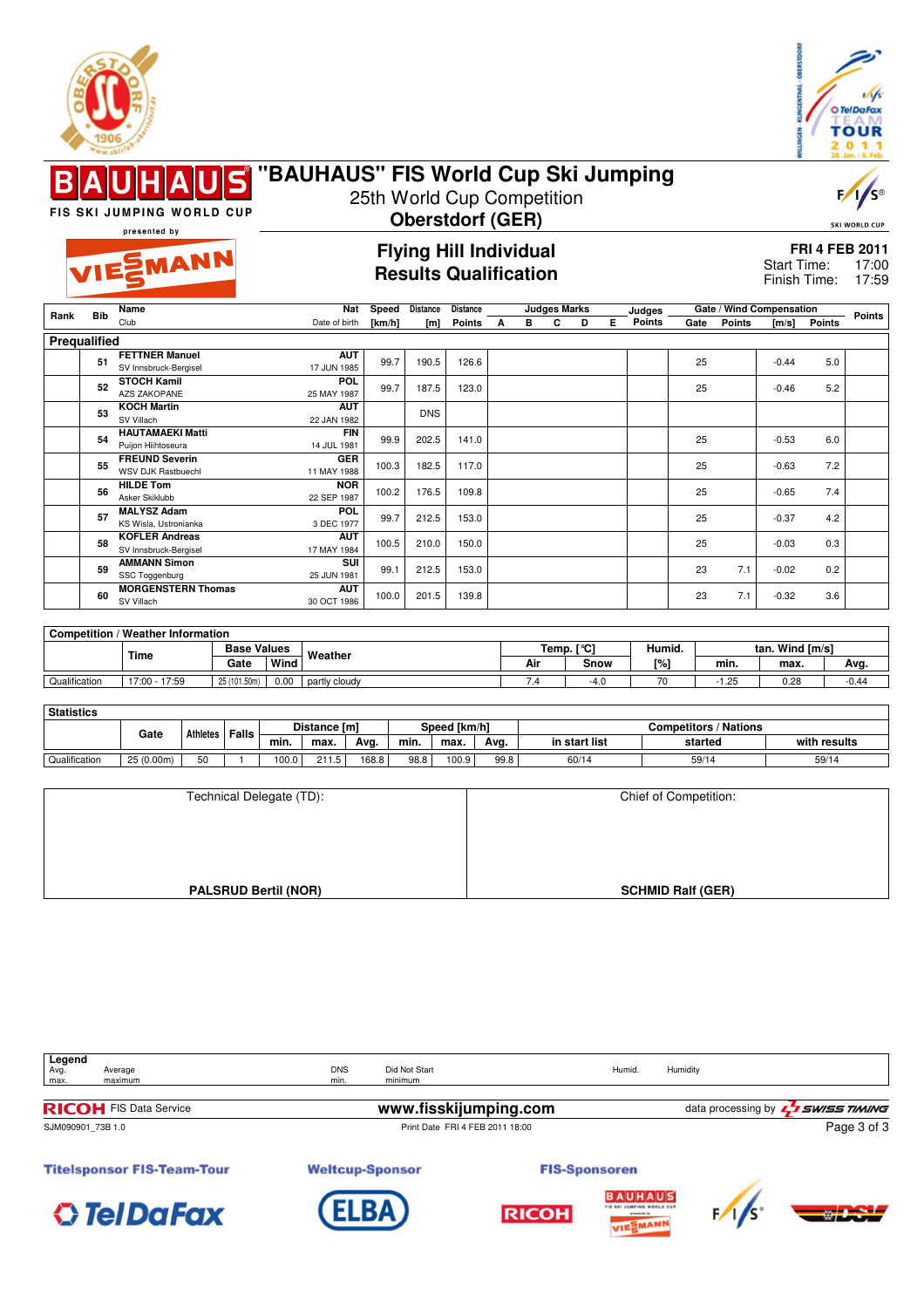# "BAUHAUS" FIS World Cup Ski Jumping

FIS SKI JUMPING WORLD CUP presented by VIESSMANN

25th World Cup Competition

**Oberstdorf (GER)**

## Flying Hill Individual
## Results Qualification

**FRI 4 FEB 2011**
Start Time: 17:00
Finish Time: 17:59

| Rank | Bib | Name / Club | Nat / Date of birth | Speed [km/h] | Distance [m] | Distance Points | A | B | C | D | E | Judges Points | Gate | Points | [m/s] | Points | Points |
|---|---|---|---|---|---|---|---|---|---|---|---|---|---|---|---|---|---|
| **Prequalified** | | | | | | | | | | | | | | | | | |
| | 51 | FETTNER Manuel / SV Innsbruck-Bergisel | AUT / 17 JUN 1985 | 99.7 | 190.5 | 126.6 | | | | | | | 25 | | -0.44 | 5.0 | |
| | 52 | STOCH Kamil / AZS ZAKOPANE | POL / 25 MAY 1987 | 99.7 | 187.5 | 123.0 | | | | | | | 25 | | -0.46 | 5.2 | |
| | 53 | KOCH Martin / SV Villach | AUT / 22 JAN 1982 | | DNS | | | | | | | | | | | | |
| | 54 | HAUTAMAEKI Matti / Puijon Hiihtoseura | FIN / 14 JUL 1981 | 99.9 | 202.5 | 141.0 | | | | | | | 25 | | -0.53 | 6.0 | |
| | 55 | FREUND Severin / WSV DJK Rastbuechl | GER / 11 MAY 1988 | 100.3 | 182.5 | 117.0 | | | | | | | 25 | | -0.63 | 7.2 | |
| | 56 | HILDE Tom / Asker Skiklubb | NOR / 22 SEP 1987 | 100.2 | 176.5 | 109.8 | | | | | | | 25 | | -0.65 | 7.4 | |
| | 57 | MALYSZ Adam / KS Wisla, Ustronianka | POL / 3 DEC 1977 | 99.7 | 212.5 | 153.0 | | | | | | | 25 | | -0.37 | 4.2 | |
| | 58 | KOFLER Andreas / SV Innsbruck-Bergisel | AUT / 17 MAY 1984 | 100.5 | 210.0 | 150.0 | | | | | | | 25 | | -0.03 | 0.3 | |
| | 59 | AMMANN Simon / SSC Toggenburg | SUI / 25 JUN 1981 | 99.1 | 212.5 | 153.0 | | | | | | | 23 | 7.1 | -0.02 | 0.2 | |
| | 60 | MORGENSTERN Thomas / SV Villach | AUT / 30 OCT 1986 | 100.0 | 201.5 | 139.8 | | | | | | | 23 | 7.1 | -0.32 | 3.6 | |

### Competition / Weather Information

| | Time | Base Values Gate | Base Values Wind | Weather | Temp. [°C] Air | Temp. [°C] Snow | Humid. [%] | tan. Wind [m/s] min. | max. | Avg. |
|---|---|---|---|---|---|---|---|---|---|---|
| Qualification | 17:00 - 17:59 | 25 (101.50m) | 0.00 | partly cloudy | 7.4 | -4.0 | 70 | -1.25 | 0.28 | -0.44 |

### Statistics

| | Gate | Athletes | Falls | Distance [m] min. | max. | Avg. | Speed [km/h] min. | max. | Avg. | Competitors / Nations in start list | started | with results |
|---|---|---|---|---|---|---|---|---|---|---|---|---|
| Qualification | 25 (0.00m) | 50 | 1 | 100.0 | 211.5 | 168.8 | 98.8 | 100.9 | 99.8 | 60/14 | 59/14 | 59/14 |

| Technical Delegate (TD): | Chief of Competition: |
|---|---|
| **PALSRUD Bertil (NOR)** | **SCHMID Ralf (GER)** |

**Legend**
Avg. Average
max. maximum
DNS Did Not Start
min. minimum
Humid. Humidity

RICOH FIS Data Service | www.fisskijumping.com | data processing by SWISS TIMING

SJM090901_73B 1.0 | Print Date FRI 4 FEB 2011 18:00

Titelsponsor FIS-Team-Tour: TelDaFax | Weltcup-Sponsor: ELBA | FIS-Sponsoren: RICOH, BAUHAUS, VIESSMANN, FIS, DSV